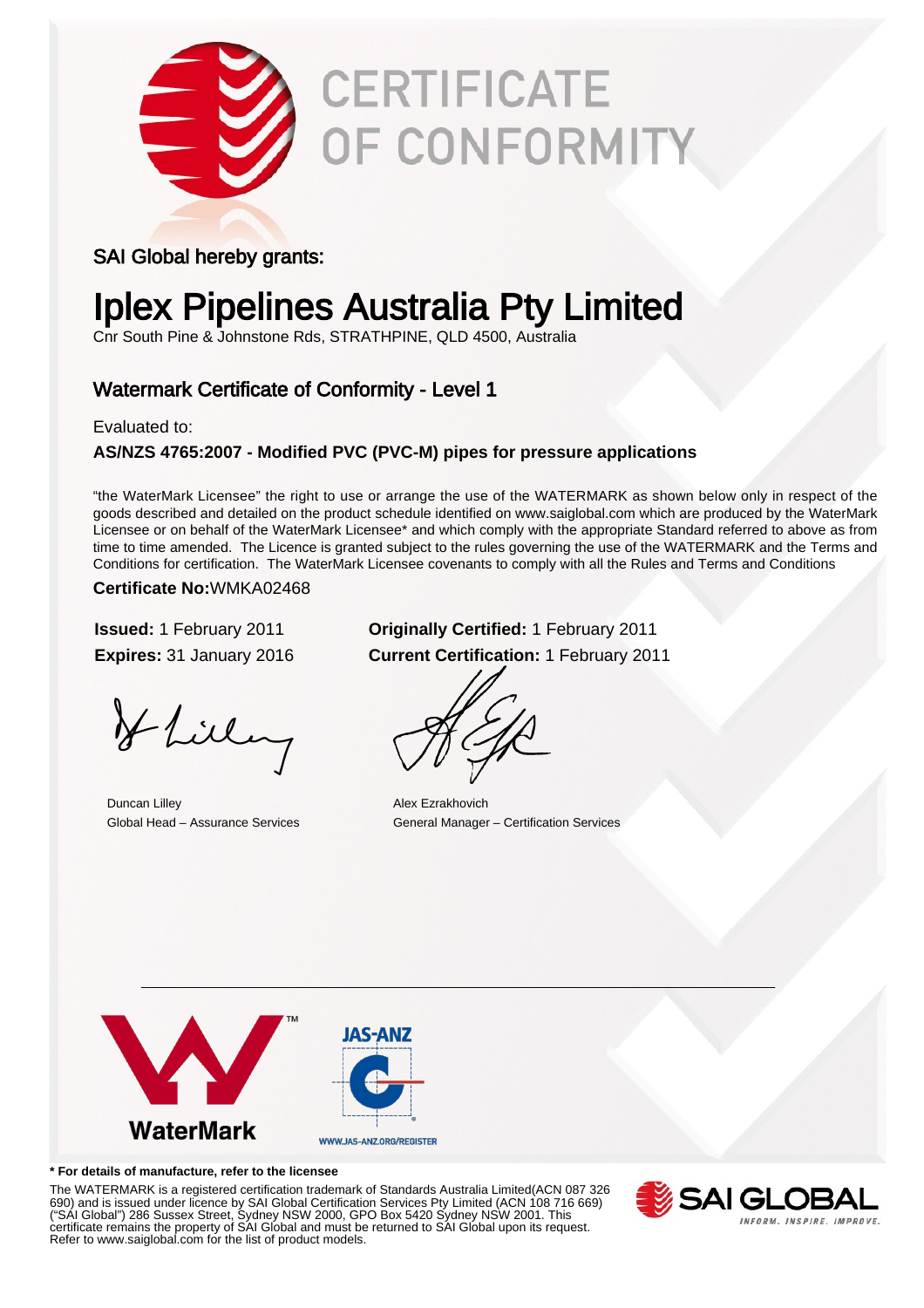# CERTIFICATE OF CONFORMITY

SAI Global hereby grants:

# Iplex Pipelines Australia Pty Limited

Cnr South Pine & Johnstone Rds, STRATHPINE, QLD 4500, Australia

## Watermark Certificate of Conformity - Level 1

Evaluated to:

**AS/NZS 4765:2007 - Modified PVC (PVC-M) pipes for pressure applications**

"the WaterMark Licensee" the right to use or arrange the use of the WATERMARK as shown below only in respect of the goods described and detailed on the product schedule identified on www.saiglobal.com which are produced by the WaterMark Licensee or on behalf of the WaterMark Licensee* and which comply with the appropriate Standard referred to above as from time to time amended. The Licence is granted subject to the rules governing the use of the WATERMARK and the Terms and Conditions for certification. The WaterMark Licensee covenants to comply with all the Rules and Terms and Conditions

**Certificate No:**WMKA02468

**Issued:** 1 February 2011
**Expires:** 31 January 2016

**Originally Certified:** 1 February 2011
**Current Certification:** 1 February 2011

Duncan Lilley
Global Head – Assurance Services

Alex Ezrakhovich
General Manager – Certification Services

WaterMark

JAS-ANZ
WWW.JAS-ANZ.ORG/REGISTER

**\* For details of manufacture, refer to the licensee**

The WATERMARK is a registered certification trademark of Standards Australia Limited(ACN 087 326 690) and is issued under licence by SAI Global Certification Services Pty Limited (ACN 108 716 669) ("SAI Global") 286 Sussex Street, Sydney NSW 2000, GPO Box 5420 Sydney NSW 2001. This certificate remains the property of SAI Global and must be returned to SAI Global upon its request. Refer to www.saiglobal.com for the list of product models.

SAI GLOBAL
INFORM. INSPIRE. IMPROVE.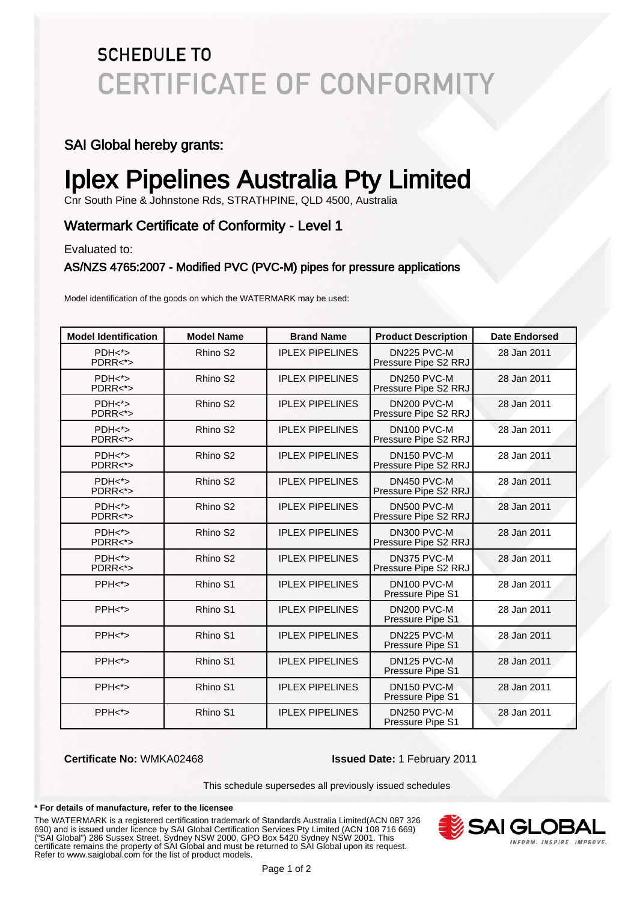# SCHEDULE TO
# CERTIFICATE OF CONFORMITY

## SAI Global hereby grants:

# Iplex Pipelines Australia Pty Limited

Cnr South Pine & Johnstone Rds, STRATHPINE, QLD 4500, Australia

## Watermark Certificate of Conformity - Level 1

Evaluated to:

### AS/NZS 4765:2007 - Modified PVC (PVC-M) pipes for pressure applications

Model identification of the goods on which the WATERMARK may be used:

| Model Identification | Model Name | Brand Name | Product Description | Date Endorsed |
|---|---|---|---|---|
| PDH<*> PDRR<*> | Rhino S2 | IPLEX PIPELINES | DN225 PVC-M Pressure Pipe S2 RRJ | 28 Jan 2011 |
| PDH<*> PDRR<*> | Rhino S2 | IPLEX PIPELINES | DN250 PVC-M Pressure Pipe S2 RRJ | 28 Jan 2011 |
| PDH<*> PDRR<*> | Rhino S2 | IPLEX PIPELINES | DN200 PVC-M Pressure Pipe S2 RRJ | 28 Jan 2011 |
| PDH<*> PDRR<*> | Rhino S2 | IPLEX PIPELINES | DN100 PVC-M Pressure Pipe S2 RRJ | 28 Jan 2011 |
| PDH<*> PDRR<*> | Rhino S2 | IPLEX PIPELINES | DN150 PVC-M Pressure Pipe S2 RRJ | 28 Jan 2011 |
| PDH<*> PDRR<*> | Rhino S2 | IPLEX PIPELINES | DN450 PVC-M Pressure Pipe S2 RRJ | 28 Jan 2011 |
| PDH<*> PDRR<*> | Rhino S2 | IPLEX PIPELINES | DN500 PVC-M Pressure Pipe S2 RRJ | 28 Jan 2011 |
| PDH<*> PDRR<*> | Rhino S2 | IPLEX PIPELINES | DN300 PVC-M Pressure Pipe S2 RRJ | 28 Jan 2011 |
| PDH<*> PDRR<*> | Rhino S2 | IPLEX PIPELINES | DN375 PVC-M Pressure Pipe S2 RRJ | 28 Jan 2011 |
| PPH<*> | Rhino S1 | IPLEX PIPELINES | DN100 PVC-M Pressure Pipe S1 | 28 Jan 2011 |
| PPH<*> | Rhino S1 | IPLEX PIPELINES | DN200 PVC-M Pressure Pipe S1 | 28 Jan 2011 |
| PPH<*> | Rhino S1 | IPLEX PIPELINES | DN225 PVC-M Pressure Pipe S1 | 28 Jan 2011 |
| PPH<*> | Rhino S1 | IPLEX PIPELINES | DN125 PVC-M Pressure Pipe S1 | 28 Jan 2011 |
| PPH<*> | Rhino S1 | IPLEX PIPELINES | DN150 PVC-M Pressure Pipe S1 | 28 Jan 2011 |
| PPH<*> | Rhino S1 | IPLEX PIPELINES | DN250 PVC-M Pressure Pipe S1 | 28 Jan 2011 |

**Certificate No:** WMKA02468 **Issued Date:** 1 February 2011

This schedule supersedes all previously issued schedules

**\* For details of manufacture, refer to the licensee**

The WATERMARK is a registered certification trademark of Standards Australia Limited(ACN 087 326 690) and is issued under licence by SAI Global Certification Services Pty Limited (ACN 108 716 669) ("SAI Global") 286 Sussex Street, Sydney NSW 2000, GPO Box 5420 Sydney NSW 2001. This certificate remains the property of SAI Global and must be returned to SAI Global upon its request. Refer to www.saiglobal.com for the list of product models.

SAI GLOBAL
INFORM. INSPIRE. IMPROVE.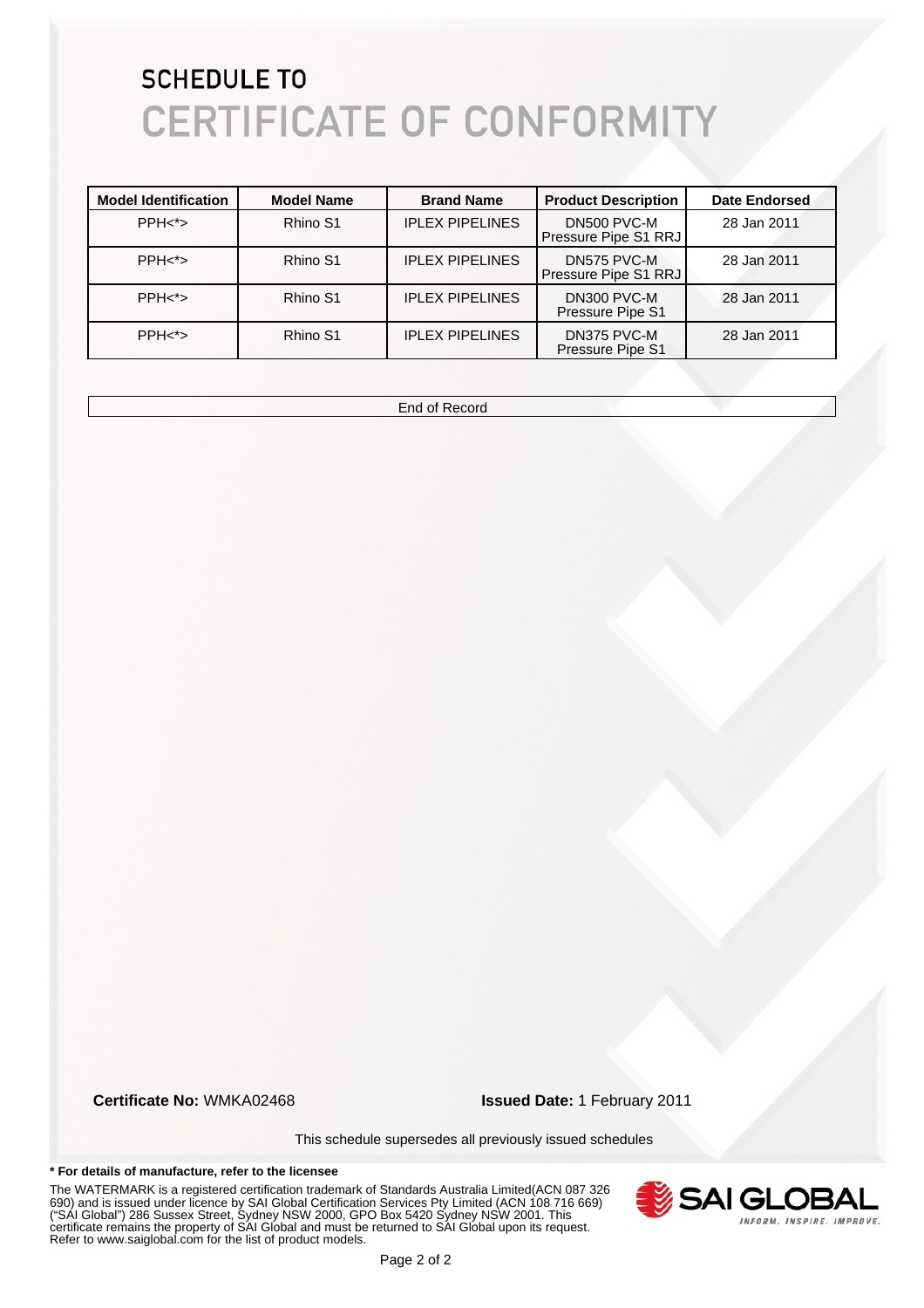# SCHEDULE TO
# CERTIFICATE OF CONFORMITY

| Model Identification | Model Name | Brand Name | Product Description | Date Endorsed |
|---|---|---|---|---|
| PPH<*> | Rhino S1 | IPLEX PIPELINES | DN500 PVC-M Pressure Pipe S1 RRJ | 28 Jan 2011 |
| PPH<*> | Rhino S1 | IPLEX PIPELINES | DN575 PVC-M Pressure Pipe S1 RRJ | 28 Jan 2011 |
| PPH<*> | Rhino S1 | IPLEX PIPELINES | DN300 PVC-M Pressure Pipe S1 | 28 Jan 2011 |
| PPH<*> | Rhino S1 | IPLEX PIPELINES | DN375 PVC-M Pressure Pipe S1 | 28 Jan 2011 |

End of Record

**Certificate No:** WMKA02468 **Issued Date:** 1 February 2011

This schedule supersedes all previously issued schedules

**\* For details of manufacture, refer to the licensee**

The WATERMARK is a registered certification trademark of Standards Australia Limited(ACN 087 326 690) and is issued under licence by SAI Global Certification Services Pty Limited (ACN 108 716 669) ("SAI Global") 286 Sussex Street, Sydney NSW 2000, GPO Box 5420 Sydney NSW 2001. This certificate remains the property of SAI Global and must be returned to SAI Global upon its request. Refer to www.saiglobal.com for the list of product models.

SAI GLOBAL
INFORM. INSPIRE. IMPROVE.